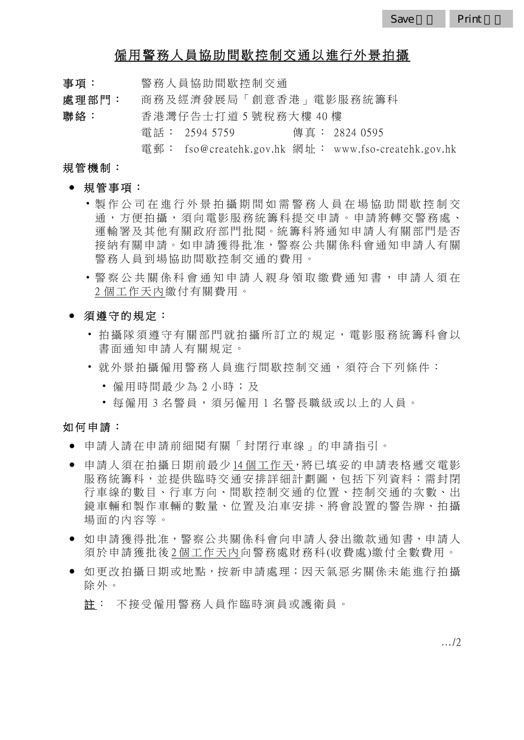# 僱用警務人員協助間歇控制交通以進行外景拍攝

**事項：** 警務人員協助間歇控制交通

**處理部門：** 商務及經濟發展局「創意香港」電影服務統籌科

**聯絡：** 香港灣仔告士打道 5 號稅務大樓 40 樓
電話： 2594 5759 傳真： 2824 0595
電郵： fso@createhk.gov.hk 網址： www.fso-createhk.gov.hk

## 規管機制：

- **規管事項：**
  - 製作公司在進行外景拍攝期間如需警務人員在場協助間歇控制交通，方便拍攝，須向電影服務統籌科提交申請。申請將轉交警務處、運輸署及其他有關政府部門批閱。統籌科將通知申請人有關部門是否接納有關申請。如申請獲得批准，警察公共關係科會通知申請人有關警務人員到場協助間歇控制交通的費用。
  - 警察公共關係科會通知申請人親身領取繳費通知書，申請人須在2 個工作天內繳付有關費用。

- **須遵守的規定：**
  - 拍攝隊須遵守有關部門就拍攝所訂立的規定，電影服務統籌科會以書面通知申請人有關規定。
  - 就外景拍攝僱用警務人員進行間歇控制交通，須符合下列條件：
    - 僱用時間最少為 2 小時；及
    - 每僱用 3 名警員，須另僱用 1 名警長職級或以上的人員。

## 如何申請：

- 申請人請在申請前細閱有關「封閉行車線」的申請指引。
- 申請人須在拍攝日期前最少14 個工作天，將已填妥的申請表格遞交電影服務統籌科，並提供臨時交通安排詳細計劃圖，包括下列資料：需封閉行車線的數目、行車方向、間歇控制交通的位置、控制交通的次數、出鏡車輛和製作車輛的數量、位置及泊車安排、將會設置的警告牌、拍攝場面的內容等。
- 如申請獲得批准，警察公共關係科會向申請人發出繳款通知書，申請人須於申請獲批後2 個工作天內向警務處財務科(收費處)繳付全數費用。
- 如更改拍攝日期或地點，按新申請處理；因天氣惡劣關係未能進行拍攝除外。

  註： 不接受僱用警務人員作臨時演員或護衛員。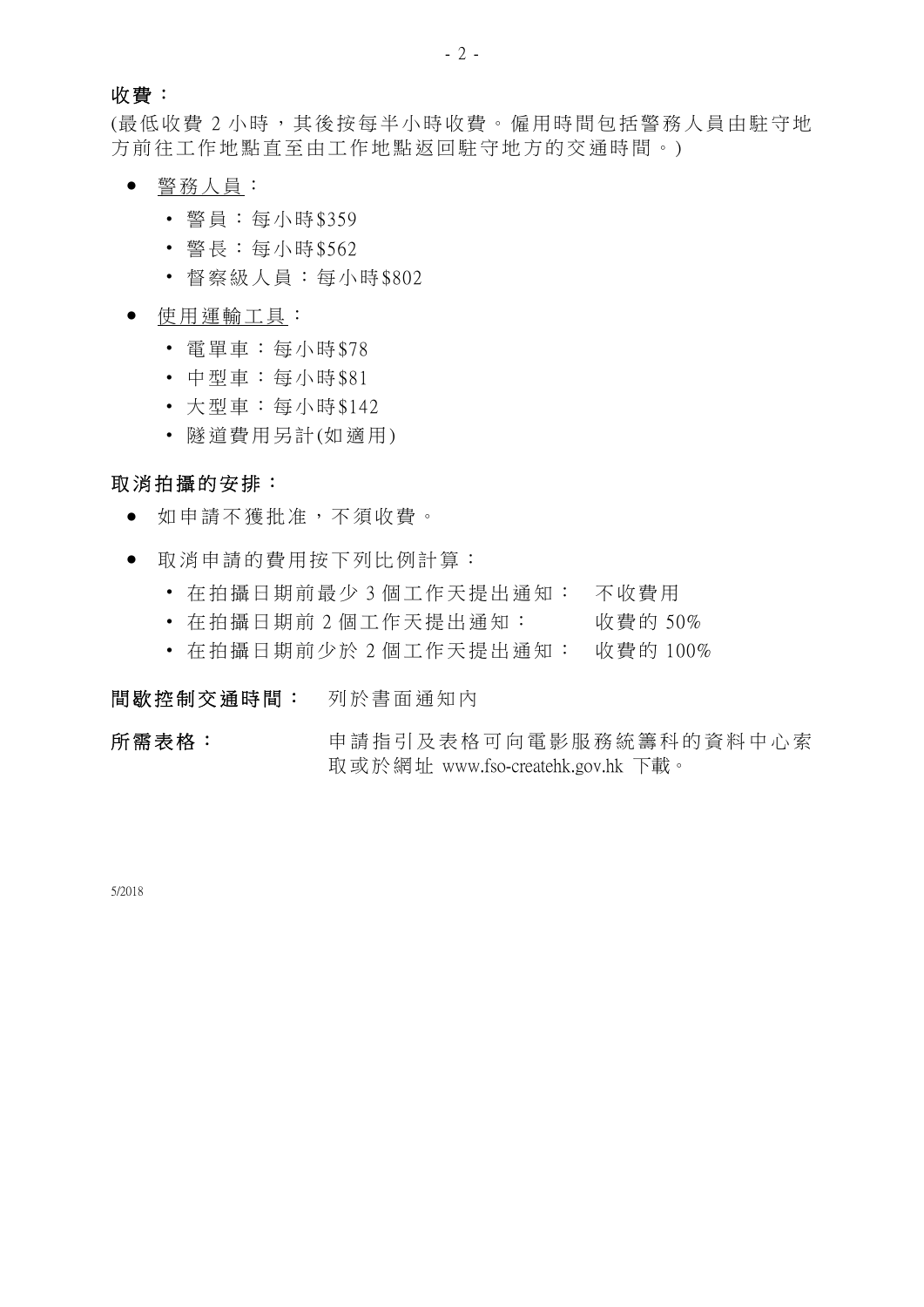**收費：**

(最低收費 2 小時，其後按每半小時收費。僱用時間包括警務人員由駐守地方前往工作地點直至由工作地點返回駐守地方的交通時間。)

- 警務人員：
  - 警員：每小時$359
  - 警長：每小時$562
  - 督察級人員：每小時$802
- 使用運輸工具：
  - 電單車：每小時$78
  - 中型車：每小時$81
  - 大型車：每小時$142
  - 隧道費用另計(如適用)

**取消拍攝的安排：**

- 如申請不獲批准，不須收費。
- 取消申請的費用按下列比例計算：
  - 在拍攝日期前最少 3 個工作天提出通知：　不收費用
  - 在拍攝日期前 2 個工作天提出通知：　收費的 50%
  - 在拍攝日期前少於 2 個工作天提出通知：　收費的 100%

**間歇控制交通時間：**　列於書面通知內

**所需表格：**　申請指引及表格可向電影服務統籌科的資料中心索取或於網址 www.fso-createhk.gov.hk 下載。

5/2018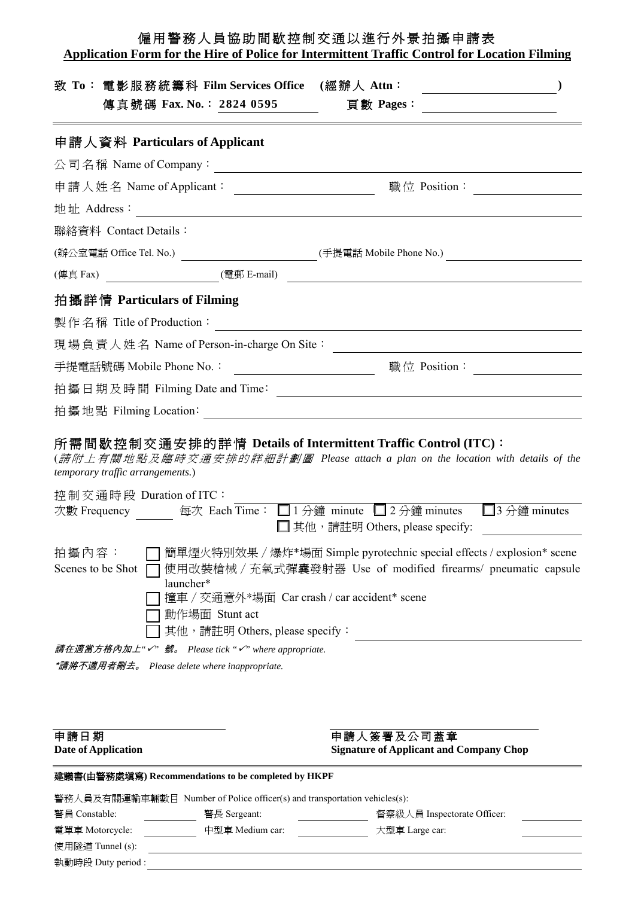# 僱用警務人員協助間歇控制交通以進行外景拍攝申請表
**Application Form for the Hire of Police for Intermittent Traffic Control for Location Filming**

致 **To：** **電影服務統籌科 Film Services Office** **(經辦人 Attn：** ______ **)**

**傳真號碼 Fax. No.： 2824 0595** **頁數 Pages：** ______

## 申請人資料 Particulars of Applicant

公司名稱 Name of Company：______

申請人姓名 Name of Applicant：______ 職位 Position：______

地址 Address：______

聯絡資料 Contact Details：

(辦公室電話 Office Tel. No.) ______ (手提電話 Mobile Phone No.) ______

(傳真 Fax) ______ (電郵 E-mail) ______

## 拍攝詳情 Particulars of Filming

製作名稱 Title of Production：______

現場負責人姓名 Name of Person-in-charge On Site：______

手提電話號碼 Mobile Phone No.：______ 職位 Position：______

拍攝日期及時間 Filming Date and Time: ______

拍攝地點 Filming Location: ______

## 所需間歇控制交通安排的詳情 Details of Intermittent Traffic Control (ITC)：

(*請附上有關地點及臨時交通安排的詳細計劃圖 Please attach a plan on the location with details of the temporary traffic arrangements.*)

控制交通時段 Duration of ITC：______

次數 Frequency ______ 每次 Each Time： ☐ 1 分鐘 minute ☐ 2 分鐘 minutes ☐ 3 分鐘 minutes

☐ 其他，請註明 Others, please specify: ______

拍攝內容：
Scenes to be Shot

- ☐ 簡單煙火特別效果／爆炸*場面 Simple pyrotechnic special effects / explosion* scene
- ☐ 使用改裝槍械／充氣式彈囊發射器 Use of modified firearms/ pneumatic capsule launcher*
- ☐ 撞車／交通意外*場面 Car crash / car accident* scene
- ☐ 動作場面 Stunt act
- ☐ 其他，請註明 Others, please specify：______

*請在適當方格內加上"✓"號。 Please tick "✓" where appropriate.*

*\*請將不適用者刪去。 Please delete where inappropriate.*

______
**申請日期**
**Date of Application**

______
**申請人簽署及公司蓋章**
**Signature of Applicant and Company Chop**

---

**建議書(由警務處填寫) Recommendations to be completed by HKPF**

警務人員及有關運輸車輛數目 Number of Police officer(s) and transportation vehicles(s):

警員 Constable: ______ 警長 Sergeant: ______ 督察級人員 Inspectorate Officer: ______

電單車 Motorcycle: ______ 中型車 Medium car: ______ 大型車 Large car: ______

使用隧道 Tunnel (s): ______

執勤時段 Duty period : ______